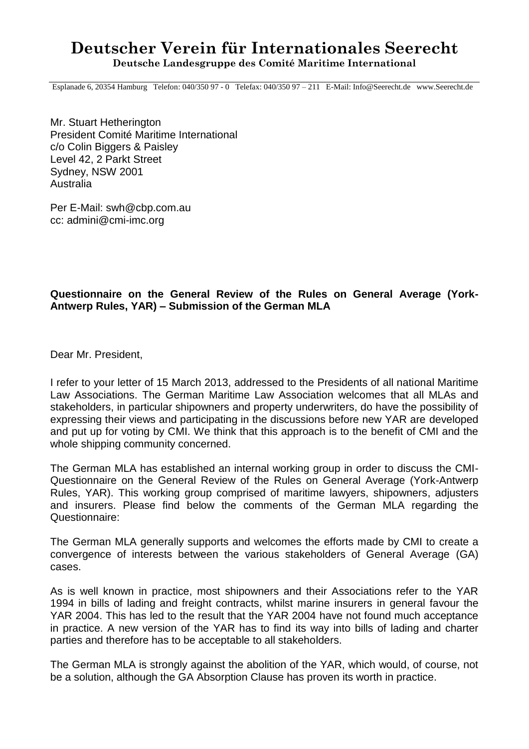# Deutscher Verein für Internationales Seerecht

**Deutsche Landesgruppe des Comité Maritime International**

Esplanade 6, 20354 Hamburg Telefon: 040/350 97 - 0 Telefax: 040/350 97 – 211 E-Mail: Info@Seerecht.de www.Seerecht.de

Mr. Stuart Hetherington
President Comité Maritime International
c/o Colin Biggers & Paisley
Level 42, 2 Parkt Street
Sydney, NSW 2001
Australia

Per E-Mail: swh@cbp.com.au
cc: admini@cmi-imc.org

**Questionnaire on the General Review of the Rules on General Average (York-Antwerp Rules, YAR) – Submission of the German MLA**

Dear Mr. President,

I refer to your letter of 15 March 2013, addressed to the Presidents of all national Maritime Law Associations. The German Maritime Law Association welcomes that all MLAs and stakeholders, in particular shipowners and property underwriters, do have the possibility of expressing their views and participating in the discussions before new YAR are developed and put up for voting by CMI. We think that this approach is to the benefit of CMI and the whole shipping community concerned.

The German MLA has established an internal working group in order to discuss the CMI-Questionnaire on the General Review of the Rules on General Average (York-Antwerp Rules, YAR). This working group comprised of maritime lawyers, shipowners, adjusters and insurers. Please find below the comments of the German MLA regarding the Questionnaire:

The German MLA generally supports and welcomes the efforts made by CMI to create a convergence of interests between the various stakeholders of General Average (GA) cases.

As is well known in practice, most shipowners and their Associations refer to the YAR 1994 in bills of lading and freight contracts, whilst marine insurers in general favour the YAR 2004. This has led to the result that the YAR 2004 have not found much acceptance in practice. A new version of the YAR has to find its way into bills of lading and charter parties and therefore has to be acceptable to all stakeholders.

The German MLA is strongly against the abolition of the YAR, which would, of course, not be a solution, although the GA Absorption Clause has proven its worth in practice.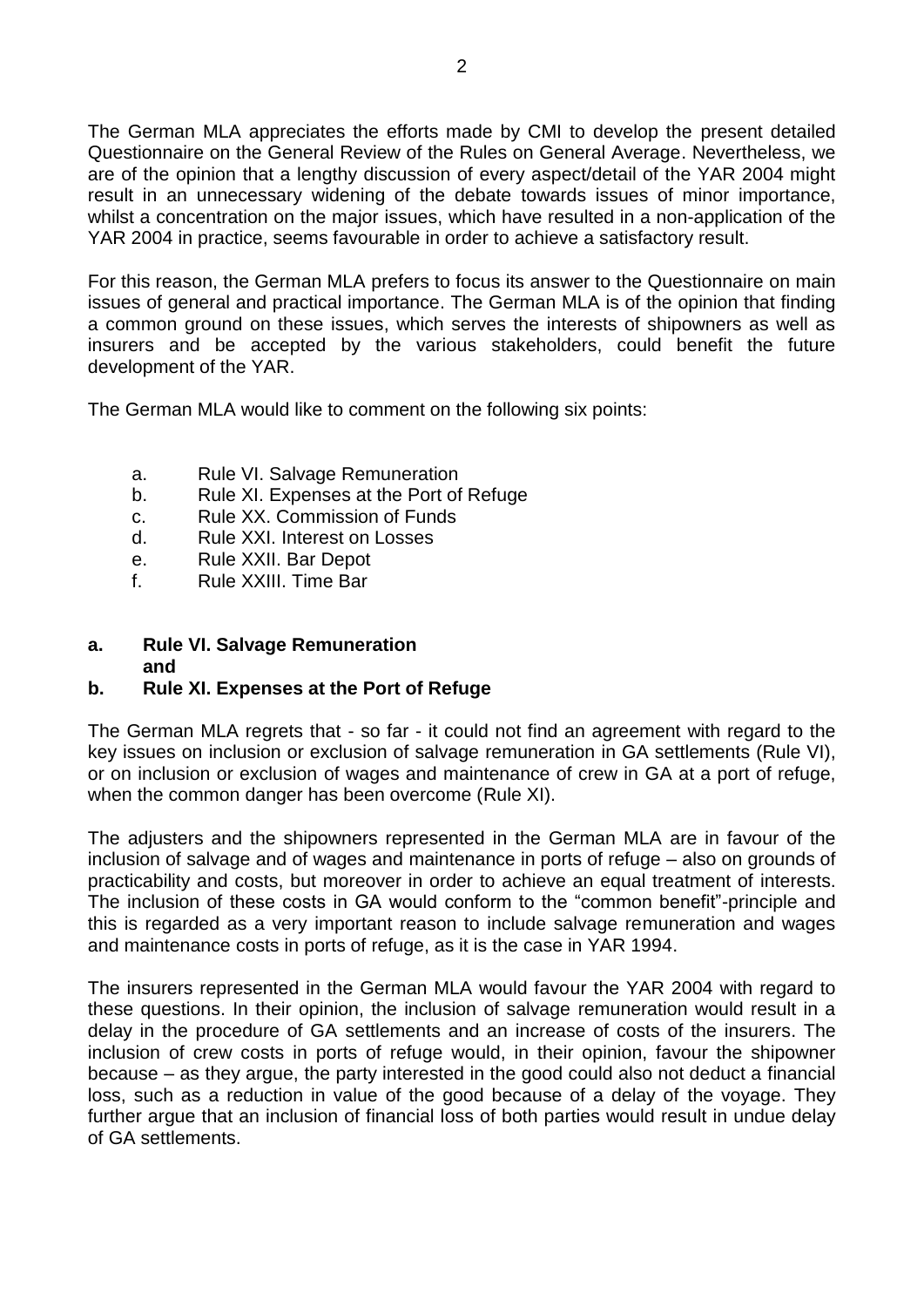The German MLA appreciates the efforts made by CMI to develop the present detailed Questionnaire on the General Review of the Rules on General Average. Nevertheless, we are of the opinion that a lengthy discussion of every aspect/detail of the YAR 2004 might result in an unnecessary widening of the debate towards issues of minor importance, whilst a concentration on the major issues, which have resulted in a non-application of the YAR 2004 in practice, seems favourable in order to achieve a satisfactory result.

For this reason, the German MLA prefers to focus its answer to the Questionnaire on main issues of general and practical importance. The German MLA is of the opinion that finding a common ground on these issues, which serves the interests of shipowners as well as insurers and be accepted by the various stakeholders, could benefit the future development of the YAR.

The German MLA would like to comment on the following six points:

a. Rule VI. Salvage Remuneration
b. Rule XI. Expenses at the Port of Refuge
c. Rule XX. Commission of Funds
d. Rule XXI. Interest on Losses
e. Rule XXII. Bar Depot
f. Rule XXIII. Time Bar

**a. Rule VI. Salvage Remuneration**
**and**
**b. Rule XI. Expenses at the Port of Refuge**

The German MLA regrets that - so far - it could not find an agreement with regard to the key issues on inclusion or exclusion of salvage remuneration in GA settlements (Rule VI), or on inclusion or exclusion of wages and maintenance of crew in GA at a port of refuge, when the common danger has been overcome (Rule XI).

The adjusters and the shipowners represented in the German MLA are in favour of the inclusion of salvage and of wages and maintenance in ports of refuge – also on grounds of practicability and costs, but moreover in order to achieve an equal treatment of interests. The inclusion of these costs in GA would conform to the "common benefit"-principle and this is regarded as a very important reason to include salvage remuneration and wages and maintenance costs in ports of refuge, as it is the case in YAR 1994.

The insurers represented in the German MLA would favour the YAR 2004 with regard to these questions. In their opinion, the inclusion of salvage remuneration would result in a delay in the procedure of GA settlements and an increase of costs of the insurers. The inclusion of crew costs in ports of refuge would, in their opinion, favour the shipowner because – as they argue, the party interested in the good could also not deduct a financial loss, such as a reduction in value of the good because of a delay of the voyage. They further argue that an inclusion of financial loss of both parties would result in undue delay of GA settlements.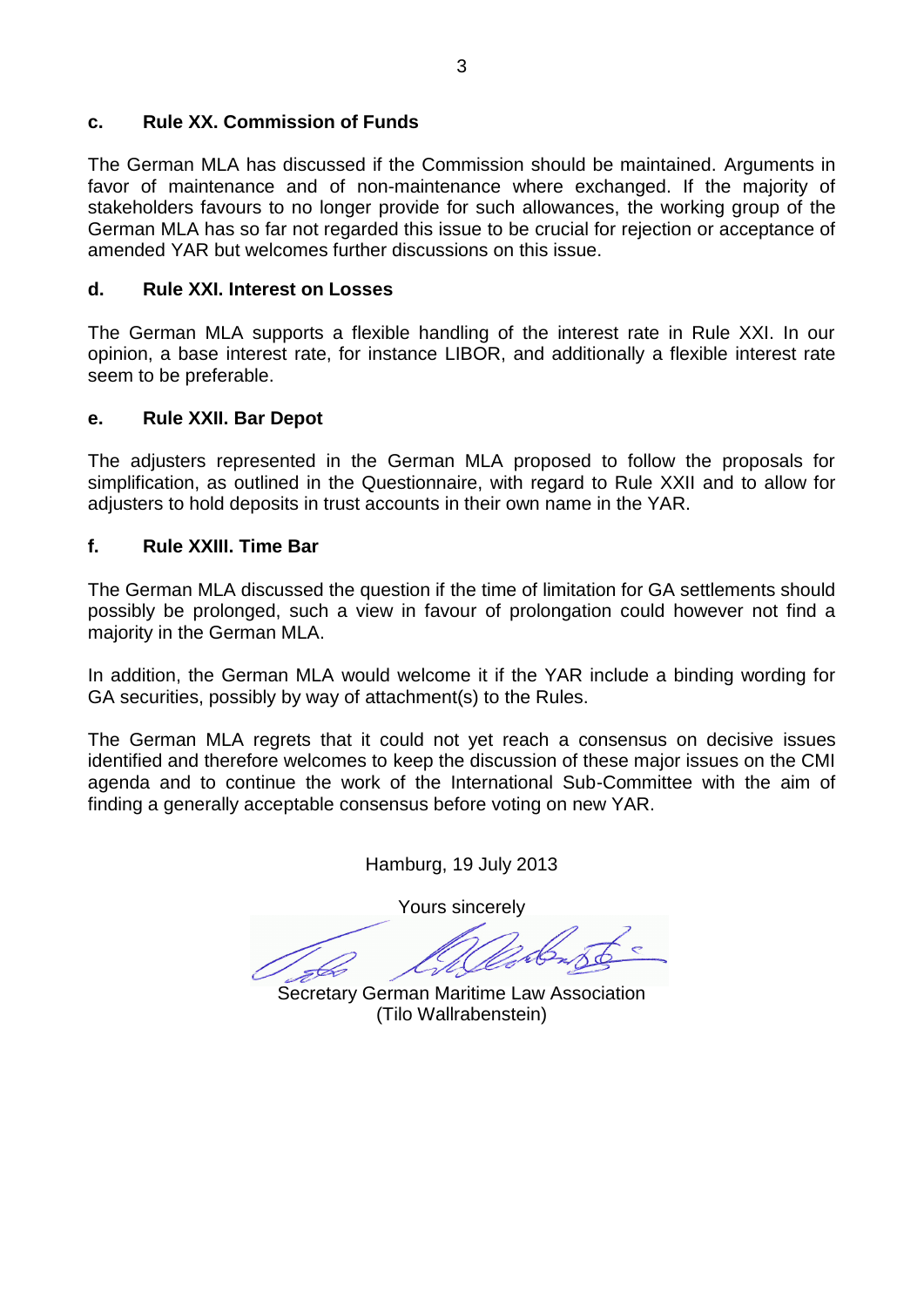**c. Rule XX. Commission of Funds**

The German MLA has discussed if the Commission should be maintained. Arguments in favor of maintenance and of non-maintenance where exchanged. If the majority of stakeholders favours to no longer provide for such allowances, the working group of the German MLA has so far not regarded this issue to be crucial for rejection or acceptance of amended YAR but welcomes further discussions on this issue.

**d. Rule XXI. Interest on Losses**

The German MLA supports a flexible handling of the interest rate in Rule XXI. In our opinion, a base interest rate, for instance LIBOR, and additionally a flexible interest rate seem to be preferable.

**e. Rule XXII. Bar Depot**

The adjusters represented in the German MLA proposed to follow the proposals for simplification, as outlined in the Questionnaire, with regard to Rule XXII and to allow for adjusters to hold deposits in trust accounts in their own name in the YAR.

**f. Rule XXIII. Time Bar**

The German MLA discussed the question if the time of limitation for GA settlements should possibly be prolonged, such a view in favour of prolongation could however not find a majority in the German MLA.

In addition, the German MLA would welcome it if the YAR include a binding wording for GA securities, possibly by way of attachment(s) to the Rules.

The German MLA regrets that it could not yet reach a consensus on decisive issues identified and therefore welcomes to keep the discussion of these major issues on the CMI agenda and to continue the work of the International Sub-Committee with the aim of finding a generally acceptable consensus before voting on new YAR.

Hamburg, 19 July 2013

Yours sincerely

Secretary German Maritime Law Association
(Tilo Wallrabenstein)